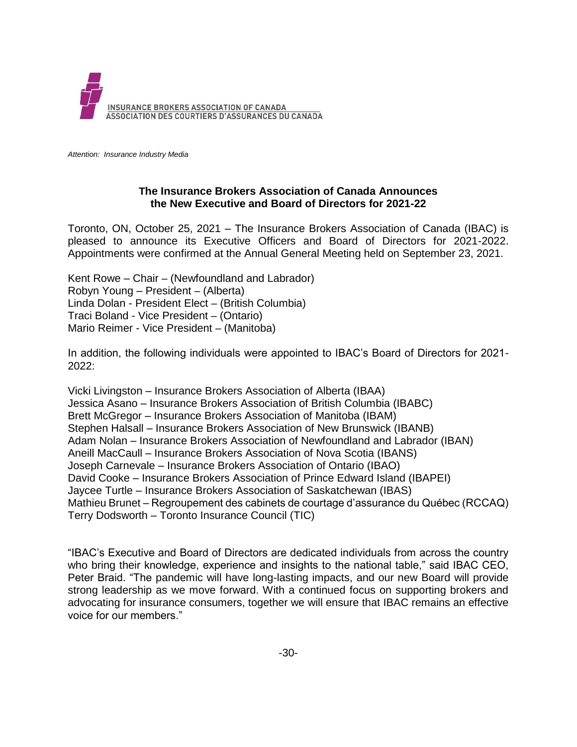INSURANCE BROKERS ASSOCIATION OF CANADA
ASSOCIATION DES COURTIERS D'ASSURANCES DU CANADA

*Attention: Insurance Industry Media*

## The Insurance Brokers Association of Canada Announces the New Executive and Board of Directors for 2021-22

Toronto, ON, October 25, 2021 – The Insurance Brokers Association of Canada (IBAC) is pleased to announce its Executive Officers and Board of Directors for 2021-2022. Appointments were confirmed at the Annual General Meeting held on September 23, 2021.

Kent Rowe – Chair – (Newfoundland and Labrador)
Robyn Young – President – (Alberta)
Linda Dolan - President Elect – (British Columbia)
Traci Boland - Vice President – (Ontario)
Mario Reimer - Vice President – (Manitoba)

In addition, the following individuals were appointed to IBAC's Board of Directors for 2021-2022:

Vicki Livingston – Insurance Brokers Association of Alberta (IBAA)
Jessica Asano – Insurance Brokers Association of British Columbia (IBABC)
Brett McGregor – Insurance Brokers Association of Manitoba (IBAM)
Stephen Halsall – Insurance Brokers Association of New Brunswick (IBANB)
Adam Nolan – Insurance Brokers Association of Newfoundland and Labrador (IBAN)
Aneill MacCaull – Insurance Brokers Association of Nova Scotia (IBANS)
Joseph Carnevale – Insurance Brokers Association of Ontario (IBAO)
David Cooke – Insurance Brokers Association of Prince Edward Island (IBAPEI)
Jaycee Turtle – Insurance Brokers Association of Saskatchewan (IBAS)
Mathieu Brunet – Regroupement des cabinets de courtage d'assurance du Québec (RCCAQ)
Terry Dodsworth – Toronto Insurance Council (TIC)

"IBAC's Executive and Board of Directors are dedicated individuals from across the country who bring their knowledge, experience and insights to the national table," said IBAC CEO, Peter Braid. "The pandemic will have long-lasting impacts, and our new Board will provide strong leadership as we move forward. With a continued focus on supporting brokers and advocating for insurance consumers, together we will ensure that IBAC remains an effective voice for our members."

-30-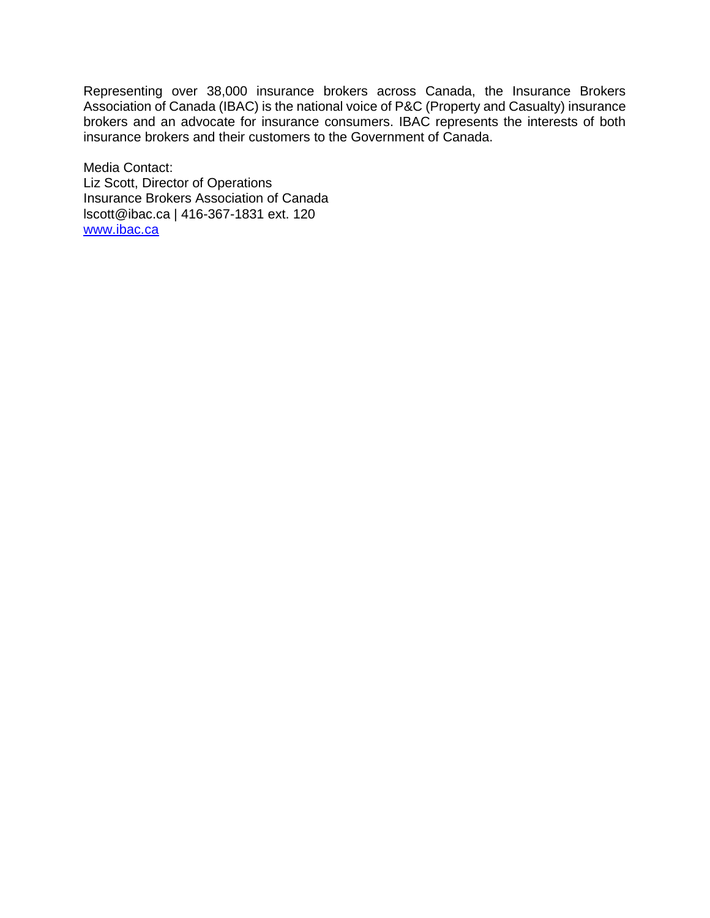Representing over 38,000 insurance brokers across Canada, the Insurance Brokers Association of Canada (IBAC) is the national voice of P&C (Property and Casualty) insurance brokers and an advocate for insurance consumers. IBAC represents the interests of both insurance brokers and their customers to the Government of Canada.

Media Contact:  
Liz Scott, Director of Operations  
Insurance Brokers Association of Canada  
lscott@ibac.ca | 416-367-1831 ext. 120  
[www.ibac.ca](http://www.ibac.ca)